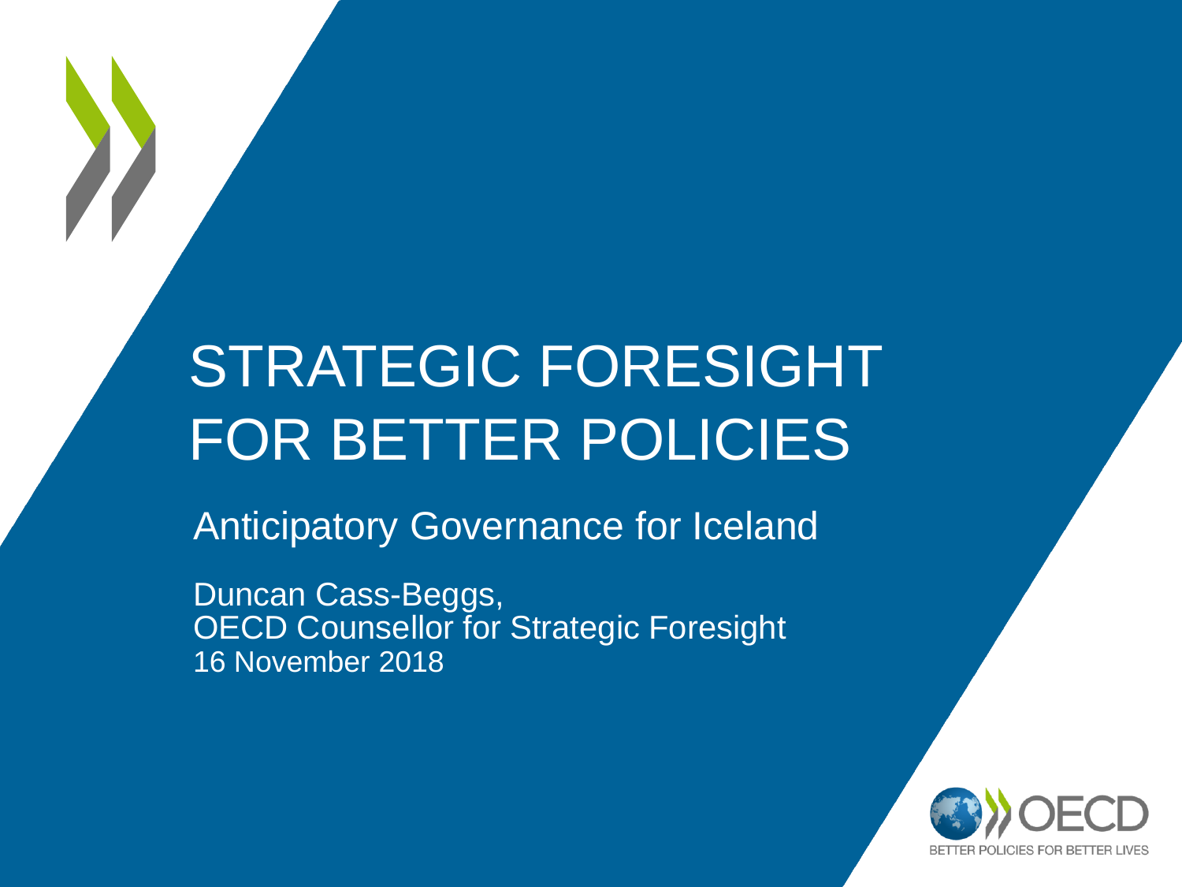# STRATEGIC FORESIGHT FOR BETTER POLICIES

## Anticipatory Governance for Iceland

Duncan Cass-Beggs,
OECD Counsellor for Strategic Foresight
16 November 2018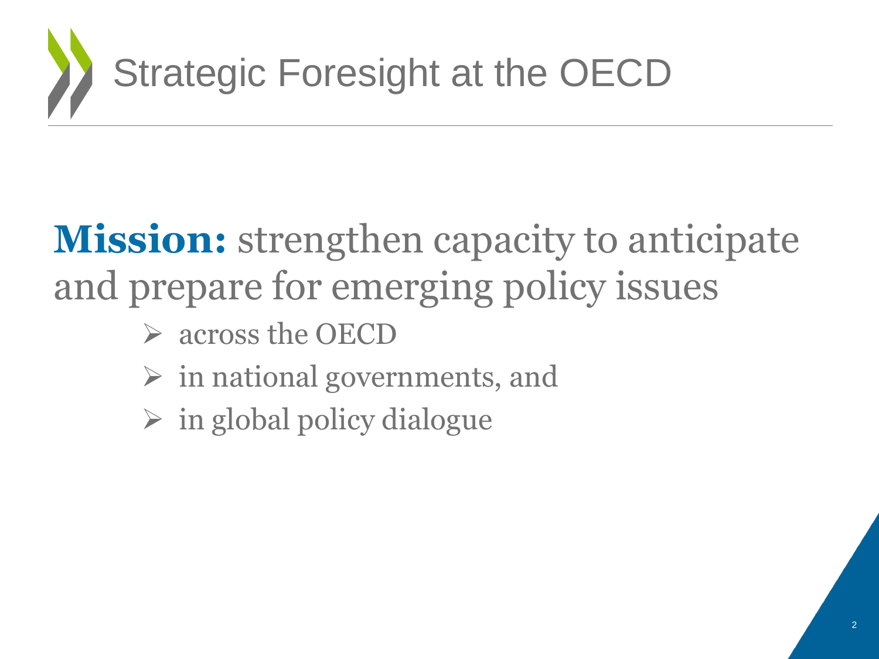# Strategic Foresight at the OECD

**Mission:** strengthen capacity to anticipate and prepare for emerging policy issues

- across the OECD
- in national governments, and
- in global policy dialogue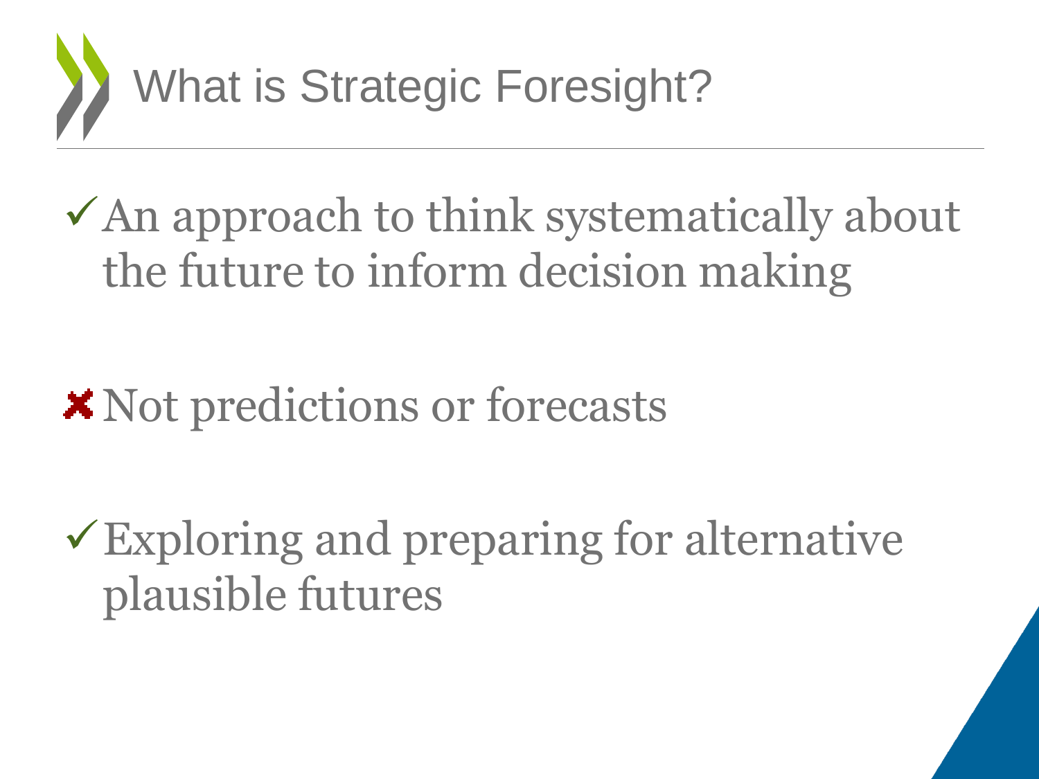# What is Strategic Foresight?

- ✓ An approach to think systematically about the future to inform decision making

- ✗ Not predictions or forecasts

- ✓ Exploring and preparing for alternative plausible futures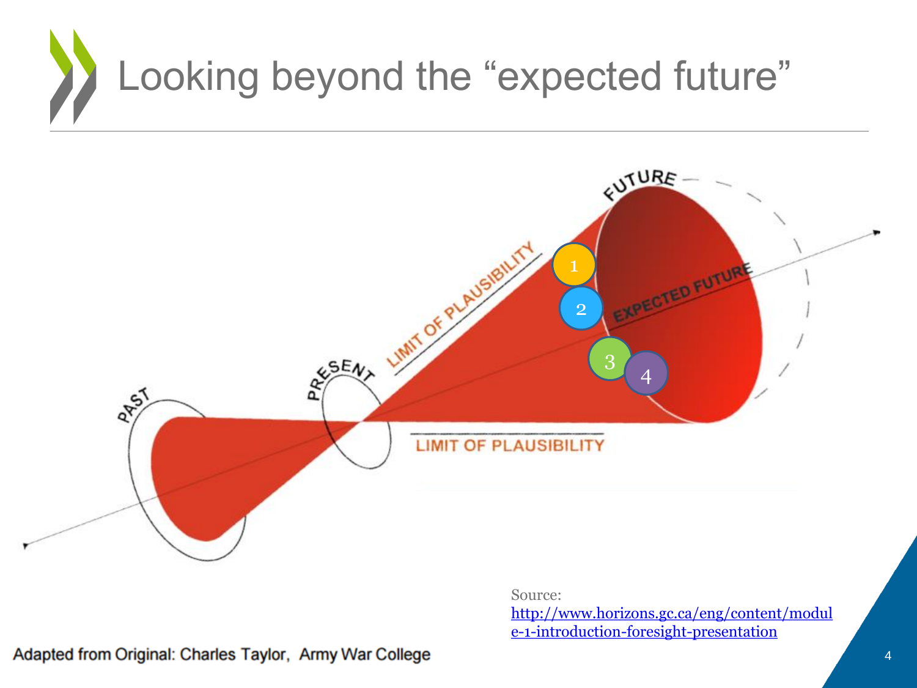# Looking beyond the "expected future"

FUTURE

LIMIT OF PLAUSIBILITY

EXPECTED FUTURE

1

2

3

4

PRESENT

PAST

LIMIT OF PLAUSIBILITY

Source:
http://www.horizons.gc.ca/eng/content/module-1-introduction-foresight-presentation

Adapted from Original: Charles Taylor, Army War College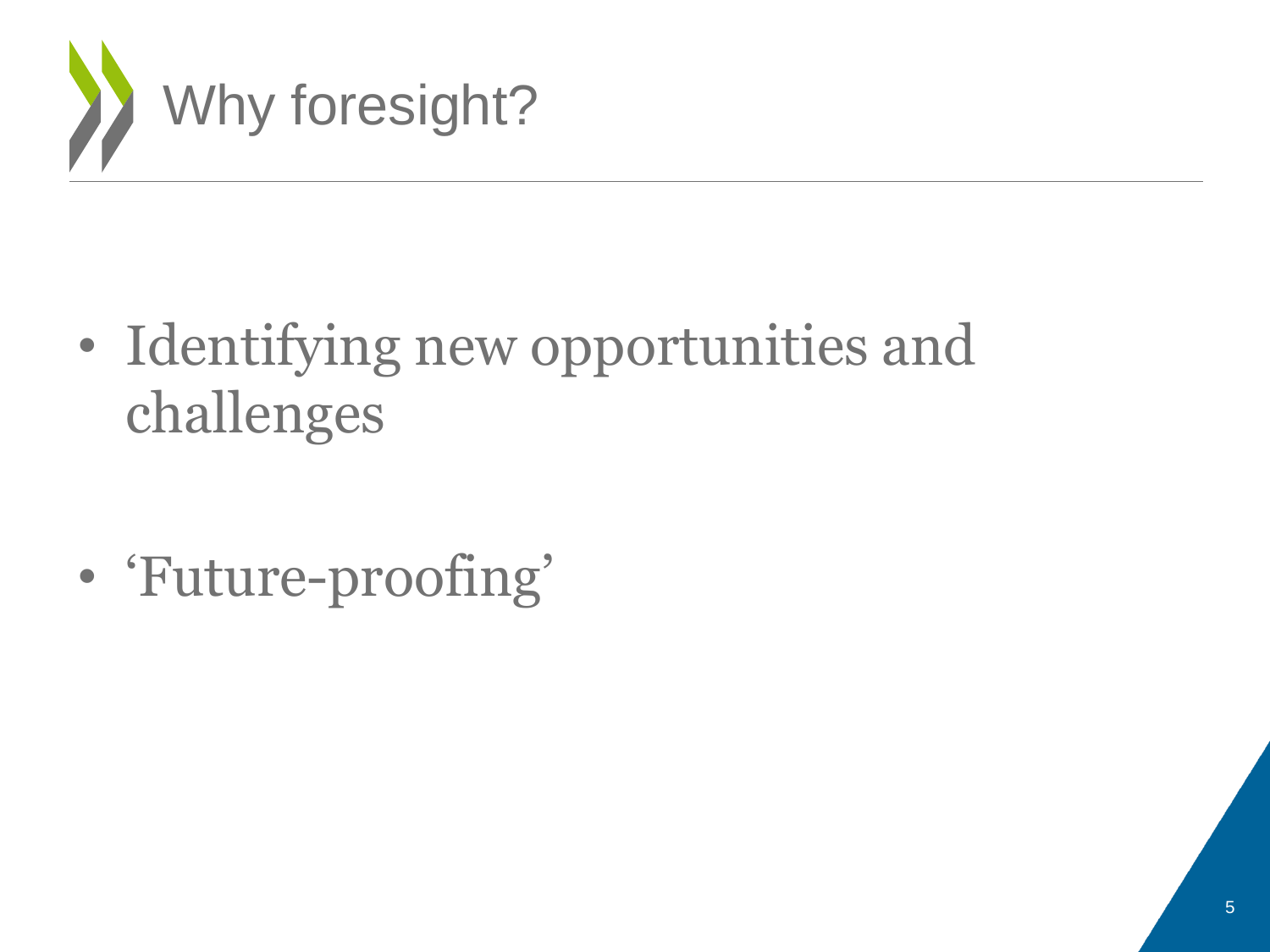# Why foresight?

- Identifying new opportunities and challenges

- 'Future-proofing'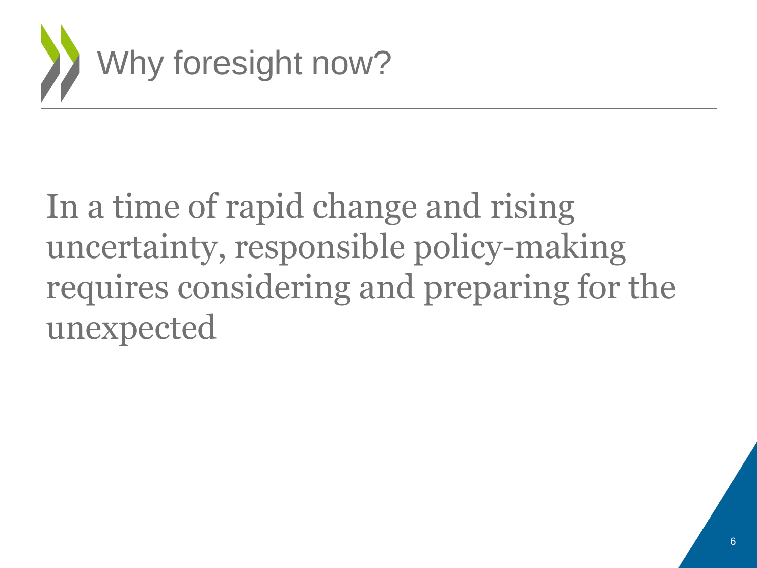# Why foresight now?

In a time of rapid change and rising uncertainty, responsible policy-making requires considering and preparing for the unexpected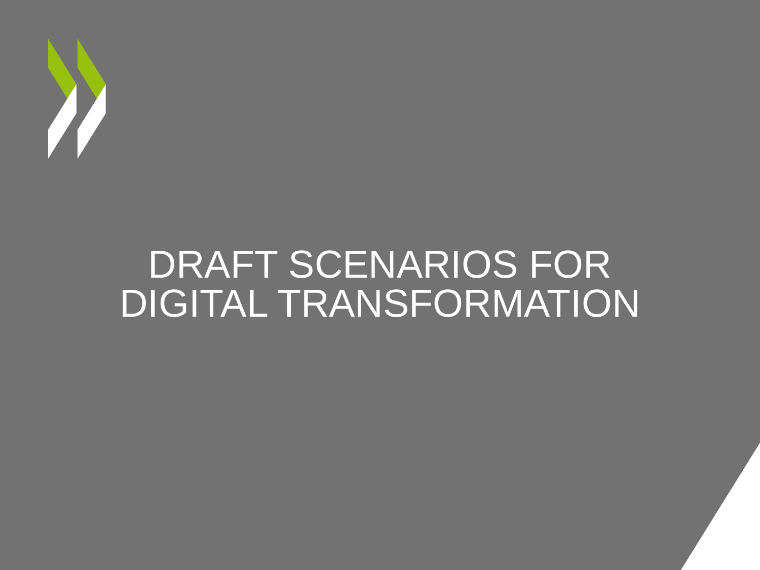# DRAFT SCENARIOS FOR DIGITAL TRANSFORMATION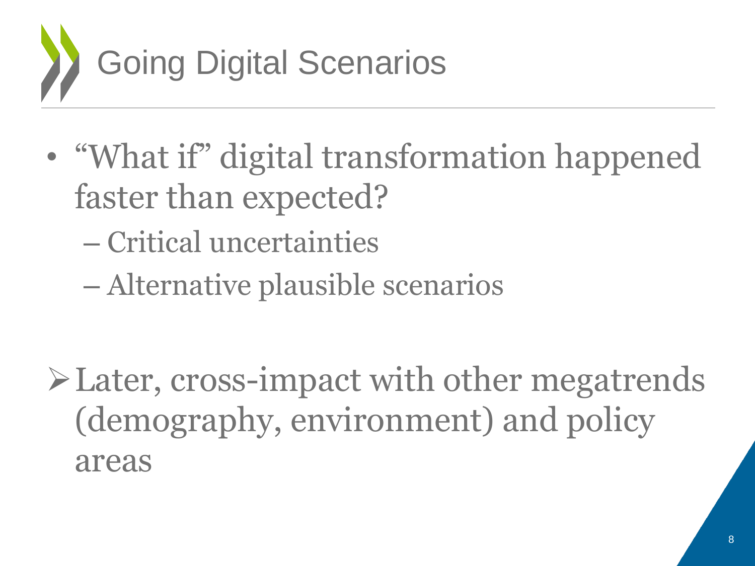# Going Digital Scenarios

- "What if" digital transformation happened faster than expected?
  - Critical uncertainties
  - Alternative plausible scenarios

- Later, cross-impact with other megatrends (demography, environment) and policy areas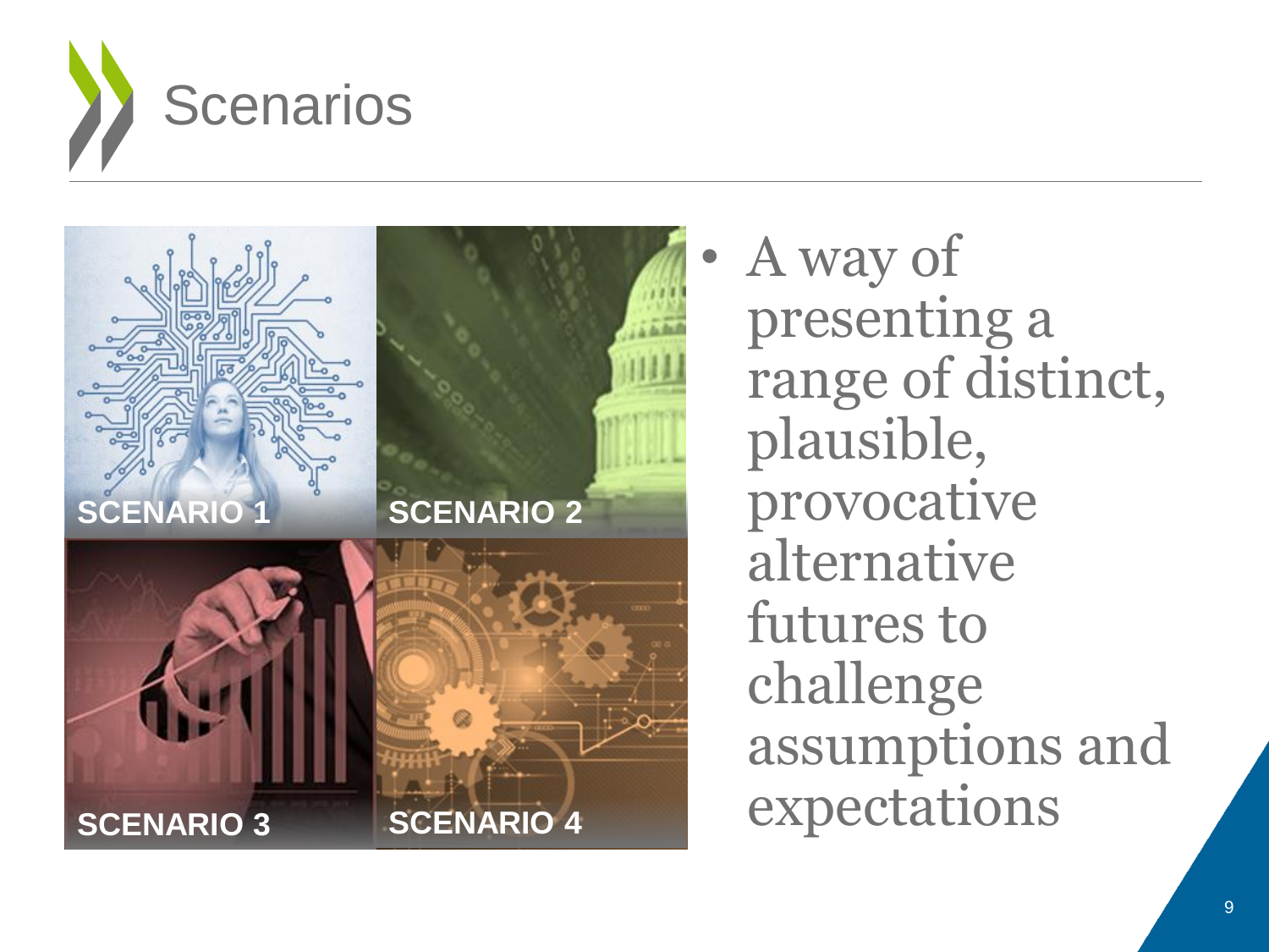# Scenarios

SCENARIO 1

SCENARIO 2

SCENARIO 3

SCENARIO 4

- A way of presenting a range of distinct, plausible, provocative alternative futures to challenge assumptions and expectations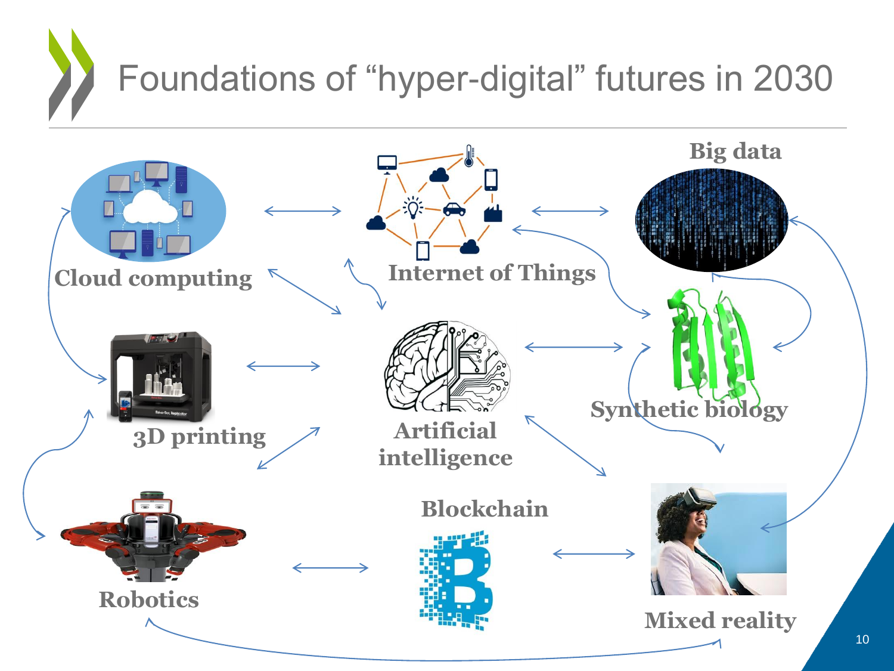# Foundations of "hyper-digital" futures in 2030

Cloud computing

Internet of Things

Big data

3D printing

Artificial intelligence

Synthetic biology

Blockchain

Robotics

Mixed reality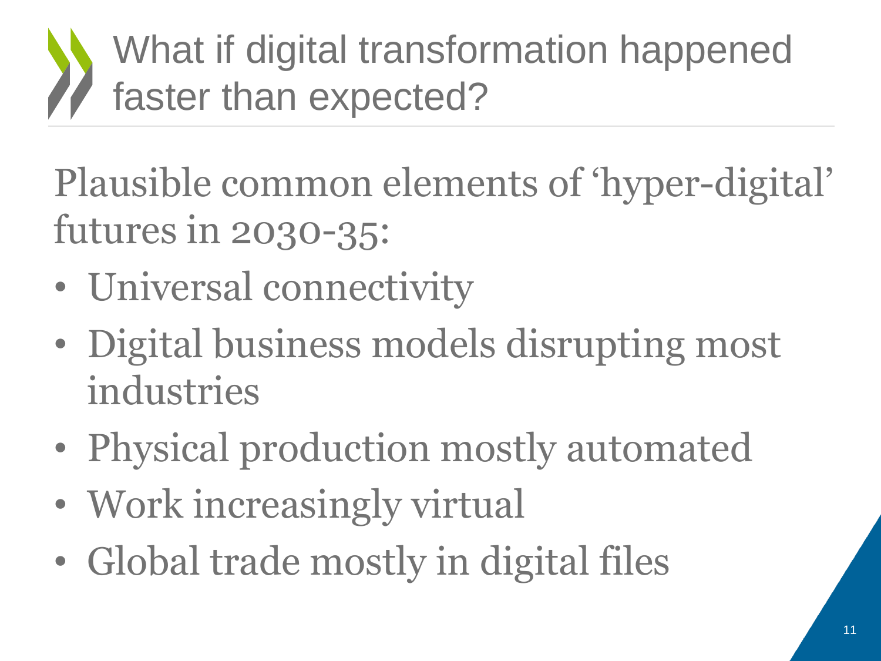# What if digital transformation happened faster than expected?

Plausible common elements of 'hyper-digital' futures in 2030-35:

- Universal connectivity
- Digital business models disrupting most industries
- Physical production mostly automated
- Work increasingly virtual
- Global trade mostly in digital files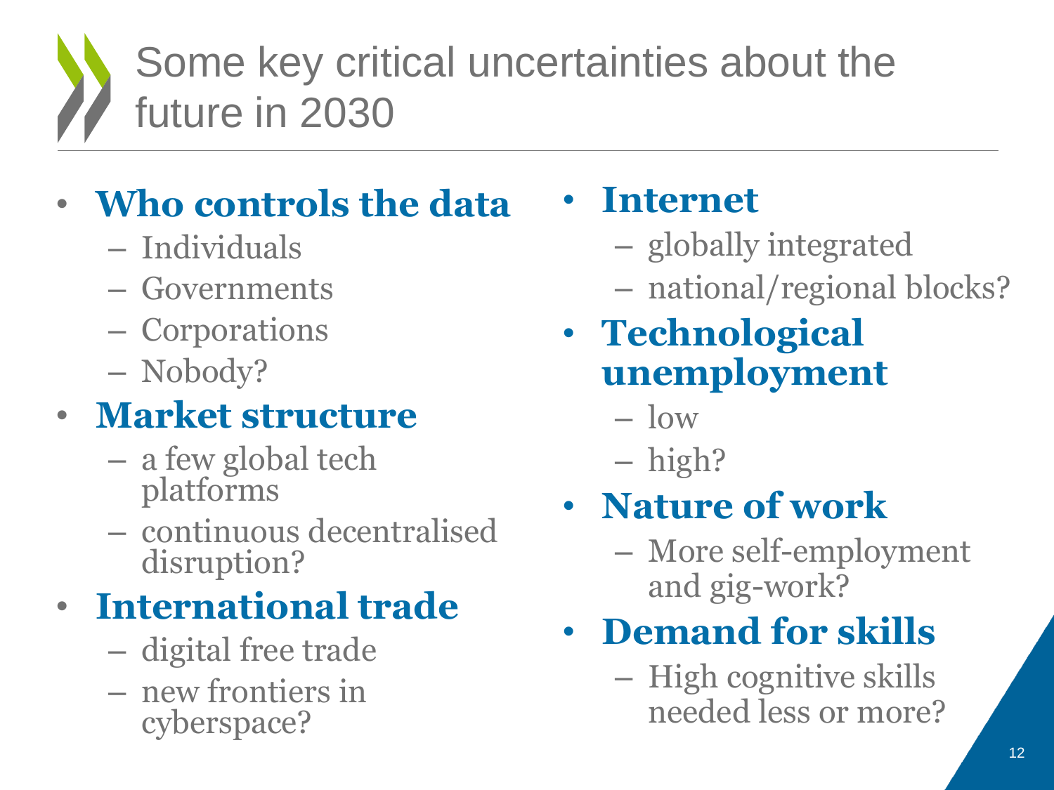# Some key critical uncertainties about the future in 2030

- **Who controls the data**
  - Individuals
  - Governments
  - Corporations
  - Nobody?
- **Market structure**
  - a few global tech platforms
  - continuous decentralised disruption?
- **International trade**
  - digital free trade
  - new frontiers in cyberspace?
- **Internet**
  - globally integrated
  - national/regional blocks?
- **Technological unemployment**
  - low
  - high?
- **Nature of work**
  - More self-employment and gig-work?
- **Demand for skills**
  - High cognitive skills needed less or more?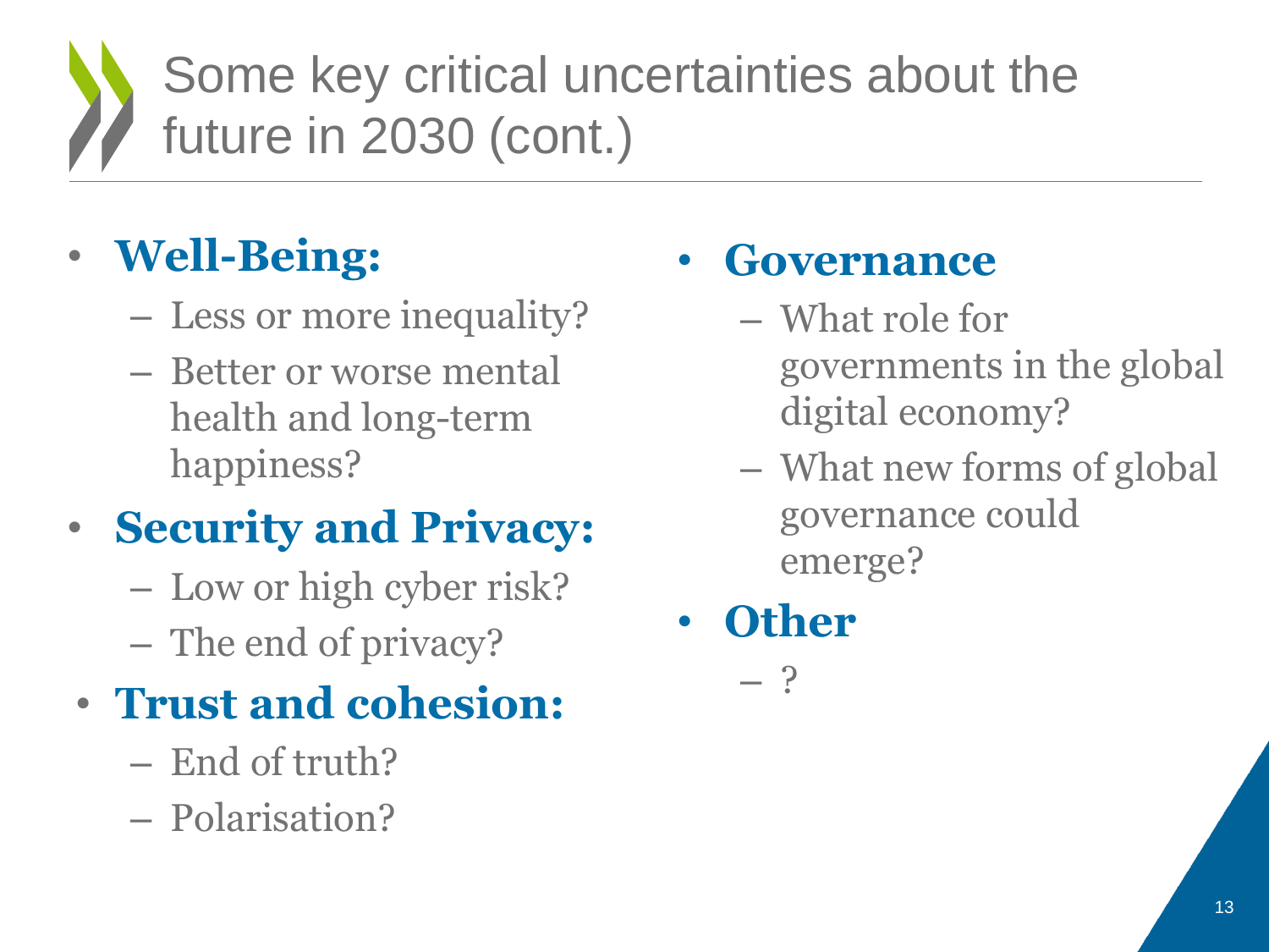# Some key critical uncertainties about the future in 2030 (cont.)

- **Well-Being:**
  - Less or more inequality?
  - Better or worse mental health and long-term happiness?
- **Security and Privacy:**
  - Low or high cyber risk?
  - The end of privacy?
- **Trust and cohesion:**
  - End of truth?
  - Polarisation?
- **Governance**
  - What role for governments in the global digital economy?
  - What new forms of global governance could emerge?
- **Other**
  - ?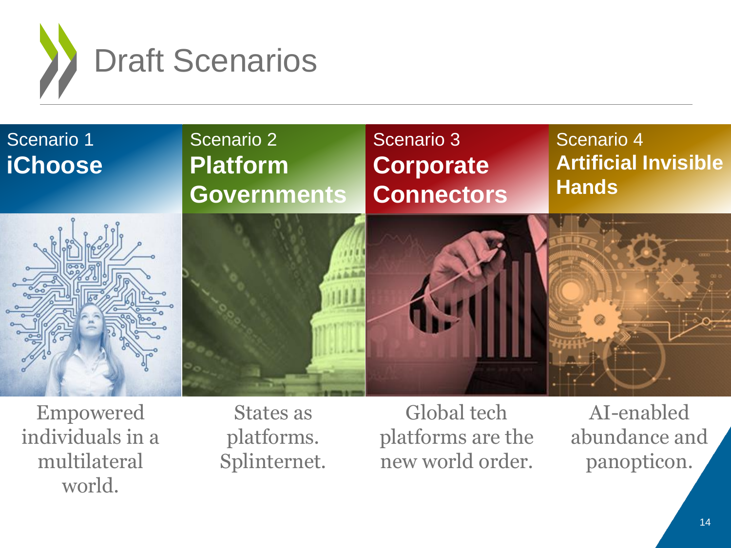# Draft Scenarios

| Scenario 1 **iChoose** | Scenario 2 **Platform Governments** | Scenario 3 **Corporate Connectors** | Scenario 4 **Artificial Invisible Hands** |
|---|---|---|---|
| Empowered individuals in a multilateral world. | States as platforms. Splinternet. | Global tech platforms are the new world order. | AI-enabled abundance and panopticon. |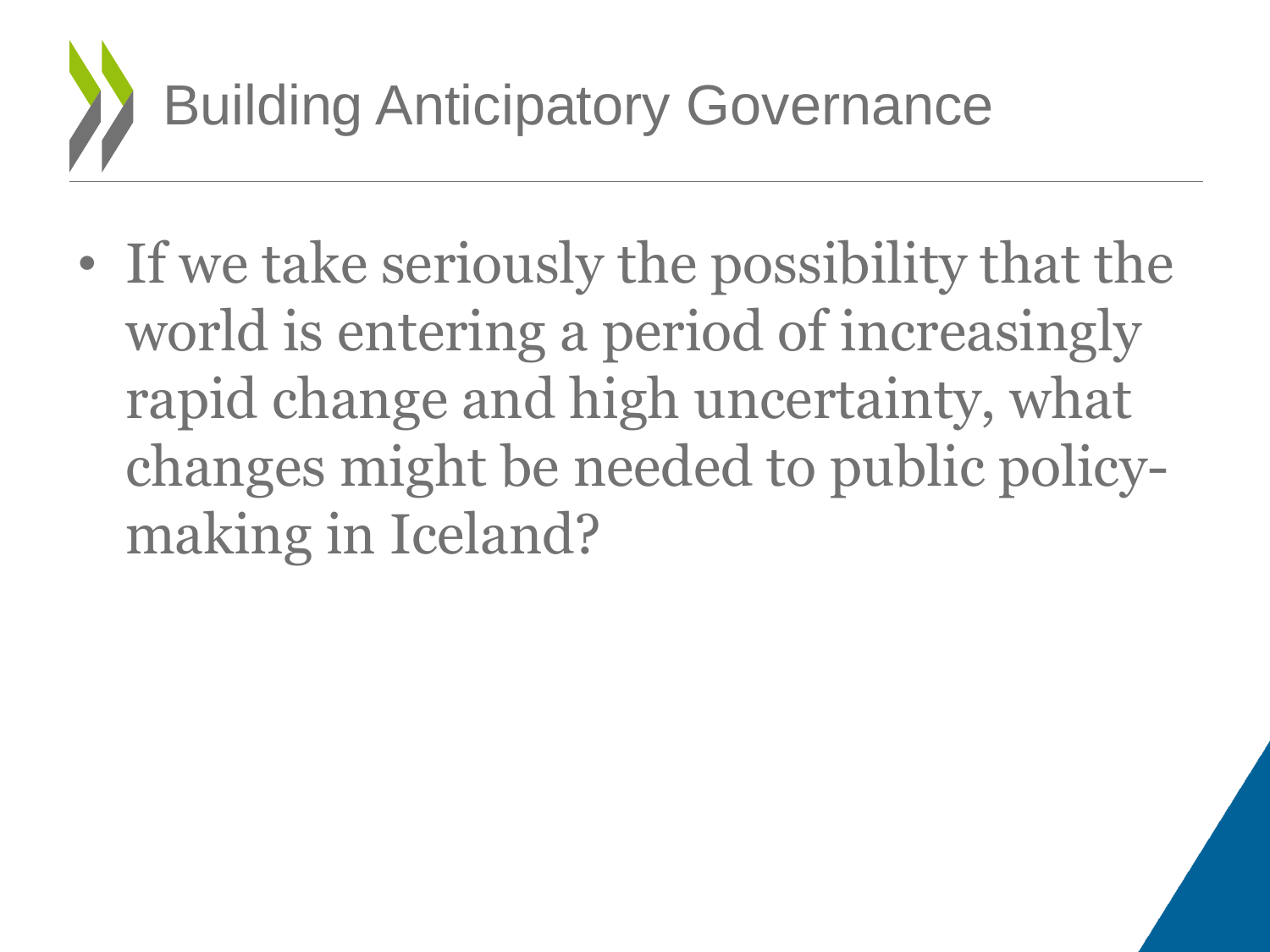# Building Anticipatory Governance

- If we take seriously the possibility that the world is entering a period of increasingly rapid change and high uncertainty, what changes might be needed to public policy-making in Iceland?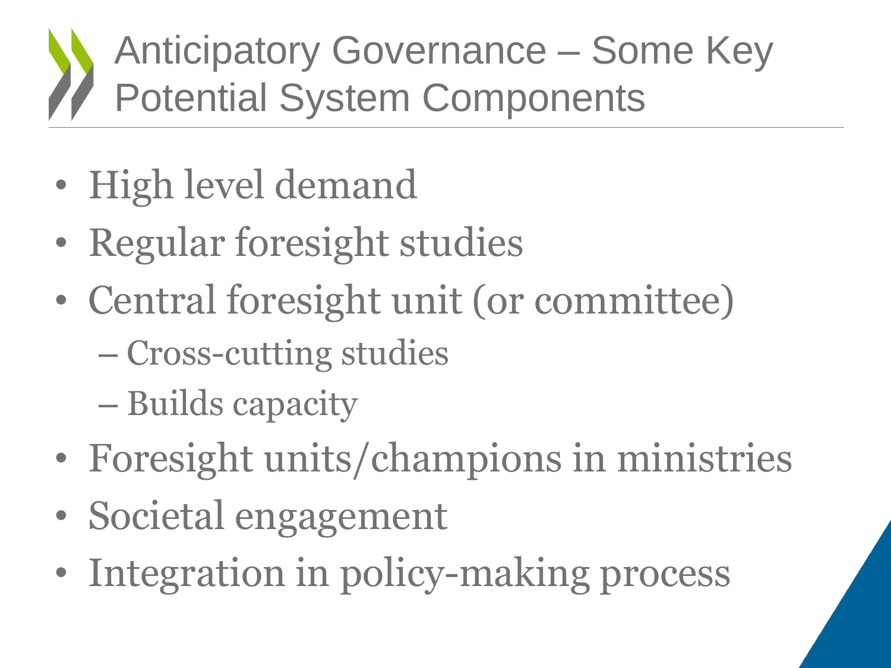# Anticipatory Governance – Some Key Potential System Components

- High level demand
- Regular foresight studies
- Central foresight unit (or committee)
  - Cross-cutting studies
  - Builds capacity
- Foresight units/champions in ministries
- Societal engagement
- Integration in policy-making process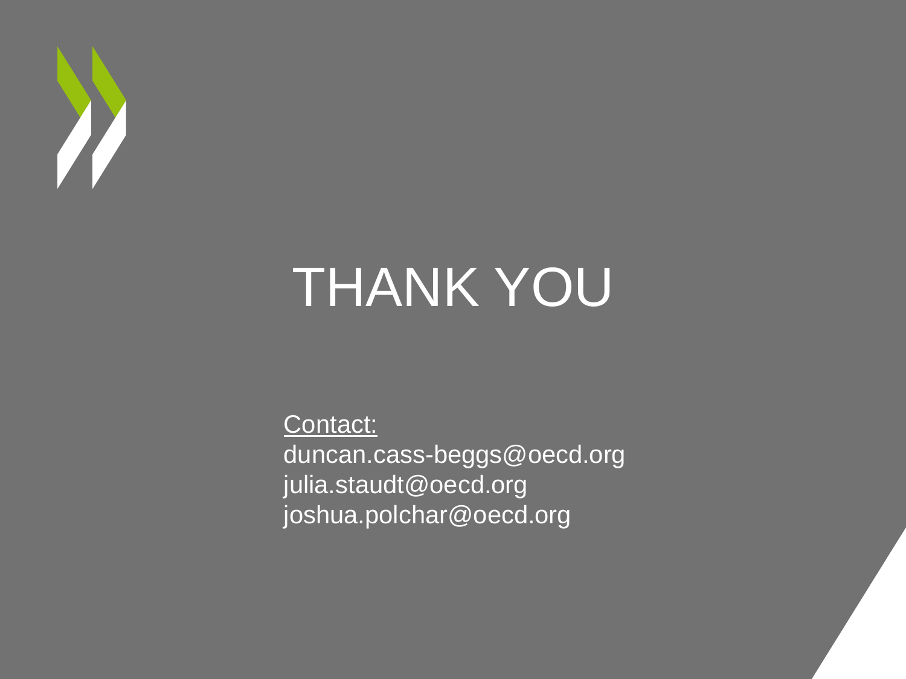# THANK YOU

Contact:
duncan.cass-beggs@oecd.org
julia.staudt@oecd.org
joshua.polchar@oecd.org